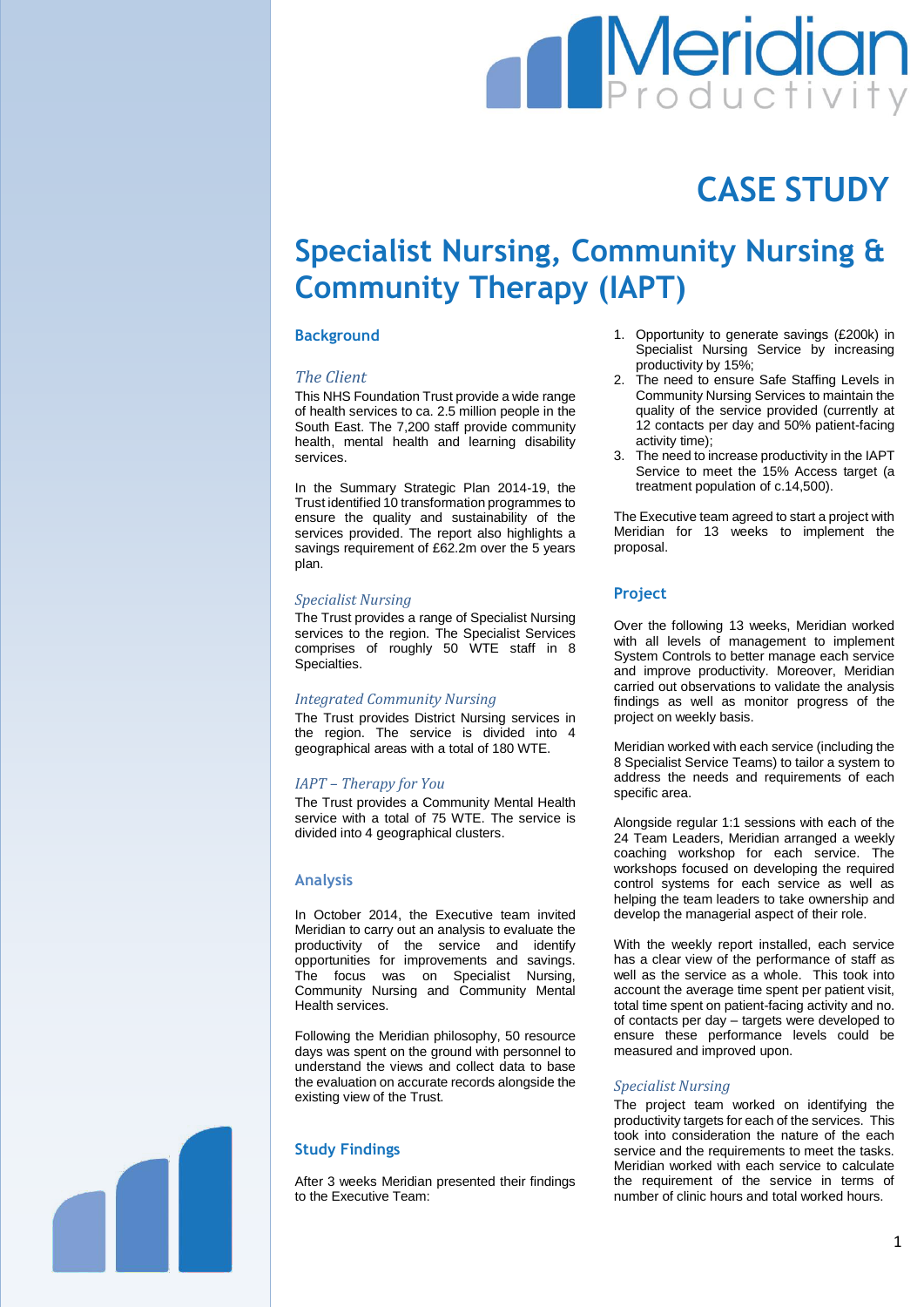# CASE STUDY

# Specialist Nursing, Community Nursing & Community Therapy (IAPT)

## Background

### *The Client*

This NHS Foundation Trust provide a wide range of health services to ca. 2.5 million people in the South East. The 7,200 staff provide community health, mental health and learning disability services.

In the Summary Strategic Plan 2014-19, the Trust identified 10 transformation programmes to ensure the quality and sustainability of the services provided. The report also highlights a savings requirement of £62.2m over the 5 years plan.

### *Specialist Nursing*

The Trust provides a range of Specialist Nursing services to the region. The Specialist Services comprises of roughly 50 WTE staff in 8 Specialties.

### *Integrated Community Nursing*

The Trust provides District Nursing services in the region. The service is divided into 4 geographical areas with a total of 180 WTE.

### *IAPT – Therapy for You*

The Trust provides a Community Mental Health service with a total of 75 WTE. The service is divided into 4 geographical clusters.

## Analysis

In October 2014, the Executive team invited Meridian to carry out an analysis to evaluate the productivity of the service and identify opportunities for improvements and savings. The focus was on Specialist Nursing, Community Nursing and Community Mental Health services.

Following the Meridian philosophy, 50 resource days was spent on the ground with personnel to understand the views and collect data to base the evaluation on accurate records alongside the existing view of the Trust.

## Study Findings

After 3 weeks Meridian presented their findings to the Executive Team:

1. Opportunity to generate savings (£200k) in Specialist Nursing Service by increasing productivity by 15%;
2. The need to ensure Safe Staffing Levels in Community Nursing Services to maintain the quality of the service provided (currently at 12 contacts per day and 50% patient-facing activity time);
3. The need to increase productivity in the IAPT Service to meet the 15% Access target (a treatment population of c.14,500).

The Executive team agreed to start a project with Meridian for 13 weeks to implement the proposal.

## Project

Over the following 13 weeks, Meridian worked with all levels of management to implement System Controls to better manage each service and improve productivity. Moreover, Meridian carried out observations to validate the analysis findings as well as monitor progress of the project on weekly basis.

Meridian worked with each service (including the 8 Specialist Service Teams) to tailor a system to address the needs and requirements of each specific area.

Alongside regular 1:1 sessions with each of the 24 Team Leaders, Meridian arranged a weekly coaching workshop for each service. The workshops focused on developing the required control systems for each service as well as helping the team leaders to take ownership and develop the managerial aspect of their role.

With the weekly report installed, each service has a clear view of the performance of staff as well as the service as a whole. This took into account the average time spent per patient visit, total time spent on patient-facing activity and no. of contacts per day – targets were developed to ensure these performance levels could be measured and improved upon.

### *Specialist Nursing*

The project team worked on identifying the productivity targets for each of the services. This took into consideration the nature of the each service and the requirements to meet the tasks. Meridian worked with each service to calculate the requirement of the service in terms of number of clinic hours and total worked hours.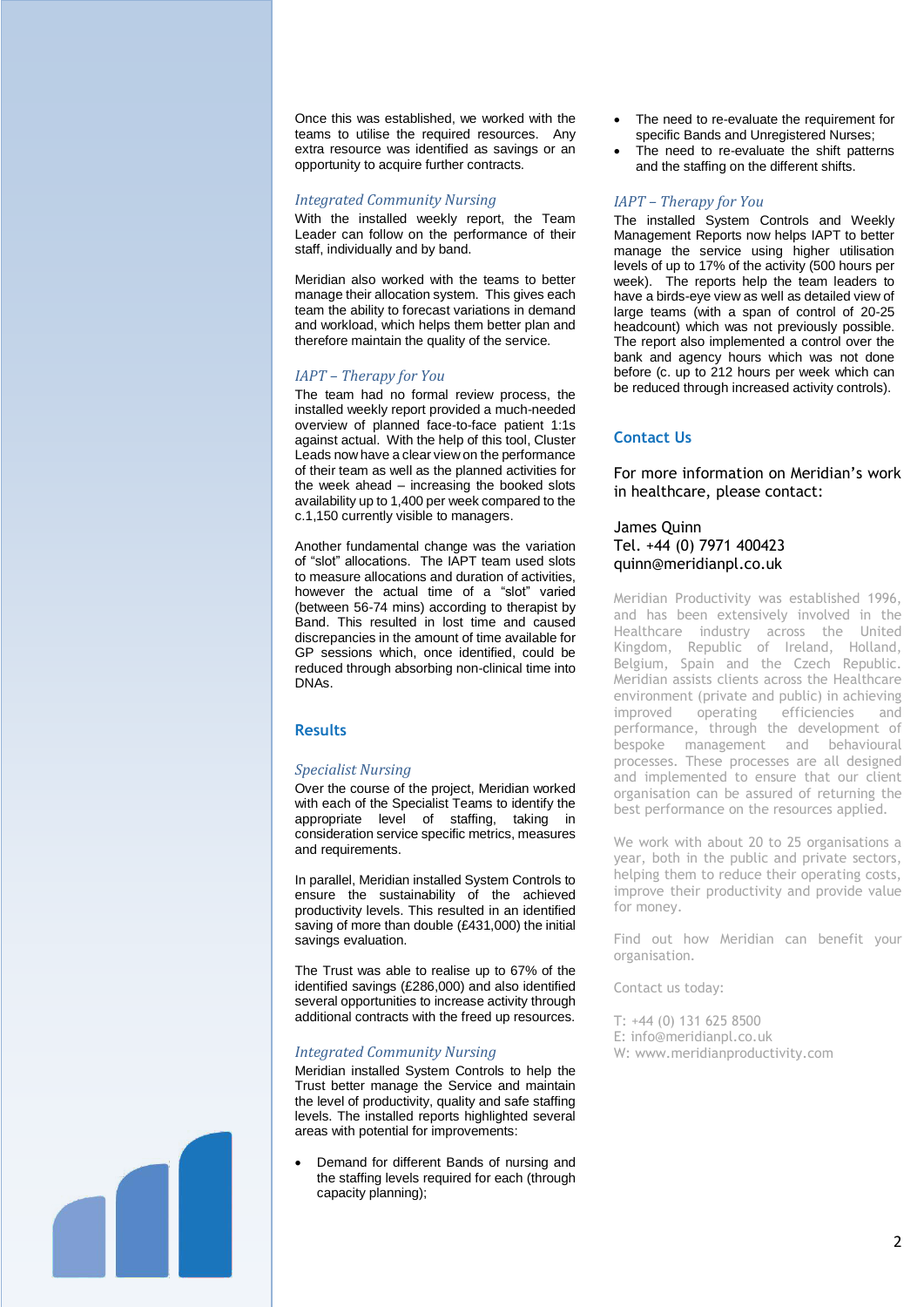Once this was established, we worked with the teams to utilise the required resources. Any extra resource was identified as savings or an opportunity to acquire further contracts.

### *Integrated Community Nursing*

With the installed weekly report, the Team Leader can follow on the performance of their staff, individually and by band.

Meridian also worked with the teams to better manage their allocation system. This gives each team the ability to forecast variations in demand and workload, which helps them better plan and therefore maintain the quality of the service.

### *IAPT – Therapy for You*

The team had no formal review process, the installed weekly report provided a much-needed overview of planned face-to-face patient 1:1s against actual. With the help of this tool, Cluster Leads now have a clear view on the performance of their team as well as the planned activities for the week ahead – increasing the booked slots availability up to 1,400 per week compared to the c.1,150 currently visible to managers.

Another fundamental change was the variation of "slot" allocations. The IAPT team used slots to measure allocations and duration of activities, however the actual time of a "slot" varied (between 56-74 mins) according to therapist by Band. This resulted in lost time and caused discrepancies in the amount of time available for GP sessions which, once identified, could be reduced through absorbing non-clinical time into DNAs.

## Results

### *Specialist Nursing*

Over the course of the project, Meridian worked with each of the Specialist Teams to identify the appropriate level of staffing, taking in consideration service specific metrics, measures and requirements.

In parallel, Meridian installed System Controls to ensure the sustainability of the achieved productivity levels. This resulted in an identified saving of more than double (£431,000) the initial savings evaluation.

The Trust was able to realise up to 67% of the identified savings (£286,000) and also identified several opportunities to increase activity through additional contracts with the freed up resources.

### *Integrated Community Nursing*

Meridian installed System Controls to help the Trust better manage the Service and maintain the level of productivity, quality and safe staffing levels. The installed reports highlighted several areas with potential for improvements:

- Demand for different Bands of nursing and the staffing levels required for each (through capacity planning);
- The need to re-evaluate the requirement for specific Bands and Unregistered Nurses;
- The need to re-evaluate the shift patterns and the staffing on the different shifts.

### *IAPT – Therapy for You*

The installed System Controls and Weekly Management Reports now helps IAPT to better manage the service using higher utilisation levels of up to 17% of the activity (500 hours per week). The reports help the team leaders to have a birds-eye view as well as detailed view of large teams (with a span of control of 20-25 headcount) which was not previously possible. The report also implemented a control over the bank and agency hours which was not done before (c. up to 212 hours per week which can be reduced through increased activity controls).

## Contact Us

For more information on Meridian's work in healthcare, please contact:

James Quinn
Tel. +44 (0) 7971 400423
quinn@meridianpl.co.uk

Meridian Productivity was established 1996, and has been extensively involved in the Healthcare industry across the United Kingdom, Republic of Ireland, Holland, Belgium, Spain and the Czech Republic. Meridian assists clients across the Healthcare environment (private and public) in achieving improved operating efficiencies and performance, through the development of bespoke management and behavioural processes. These processes are all designed and implemented to ensure that our client organisation can be assured of returning the best performance on the resources applied.

We work with about 20 to 25 organisations a year, both in the public and private sectors, helping them to reduce their operating costs, improve their productivity and provide value for money.

Find out how Meridian can benefit your organisation.

Contact us today:

T: +44 (0) 131 625 8500
E: info@meridianpl.co.uk
W: www.meridianproductivity.com